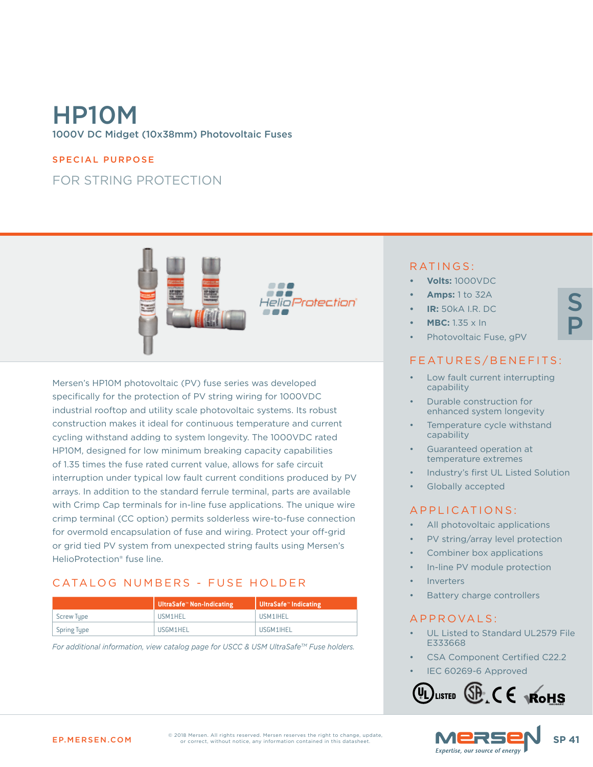# HP10M

1000V DC Midget (10x38mm) Photovoltaic Fuses

SPECIAL PURPOSE

## FOR STRING PROTECTION

Mersen's HP10M photovoltaic (PV) fuse series was developed specifically for the protection of PV string wiring for 1000VDC industrial rooftop and utility scale photovoltaic systems. Its robust construction makes it ideal for continuous temperature and current cycling withstand adding to system longevity. The 1000VDC rated HP10M, designed for low minimum breaking capacity capabilities of 1.35 times the fuse rated current value, allows for safe circuit interruption under typical low fault current conditions produced by PV arrays. In addition to the standard ferrule terminal, parts are available with Crimp Cap terminals for in-line fuse applications. The unique wire crimp terminal (CC option) permits solderless wire-to-fuse connection for overmold encapsulation of fuse and wiring. Protect your off-grid or grid tied PV system from unexpected string faults using Mersen's HelioProtection® fuse line.

## CATALOG NUMBERS - FUSE HOLDER

| | UltraSafe™ Non-Indicating | UltraSafe™ Indicating |
|---|---|---|
| Screw Type | USM1HEL | USM1IHEL |
| Spring Type | USGM1HEL | USGM1IHEL |

*For additional information, view catalog page for USCC & USM UltraSafe™ Fuse holders.*

## RATINGS:

- **Volts:** 1000VDC
- **Amps:** 1 to 32A
- **IR:** 50kA I.R. DC
- **MBC:** 1.35 x In
- Photovoltaic Fuse, gPV

## FEATURES/BENEFITS:

- Low fault current interrupting capability
- Durable construction for enhanced system longevity
- Temperature cycle withstand capability
- Guaranteed operation at temperature extremes
- Industry's first UL Listed Solution
- Globally accepted

## APPLICATIONS:

- All photovoltaic applications
- PV string/array level protection
- Combiner box applications
- In-line PV module protection
- Inverters
- Battery charge controllers

## APPROVALS:

- UL Listed to Standard UL2579 File E333668
- CSA Component Certified C22.2
- IEC 60269-6 Approved

EP.MERSEN.COM

© 2018 Mersen. All rights reserved. Mersen reserves the right to change, update, or correct, without notice, any information contained in this datasheet.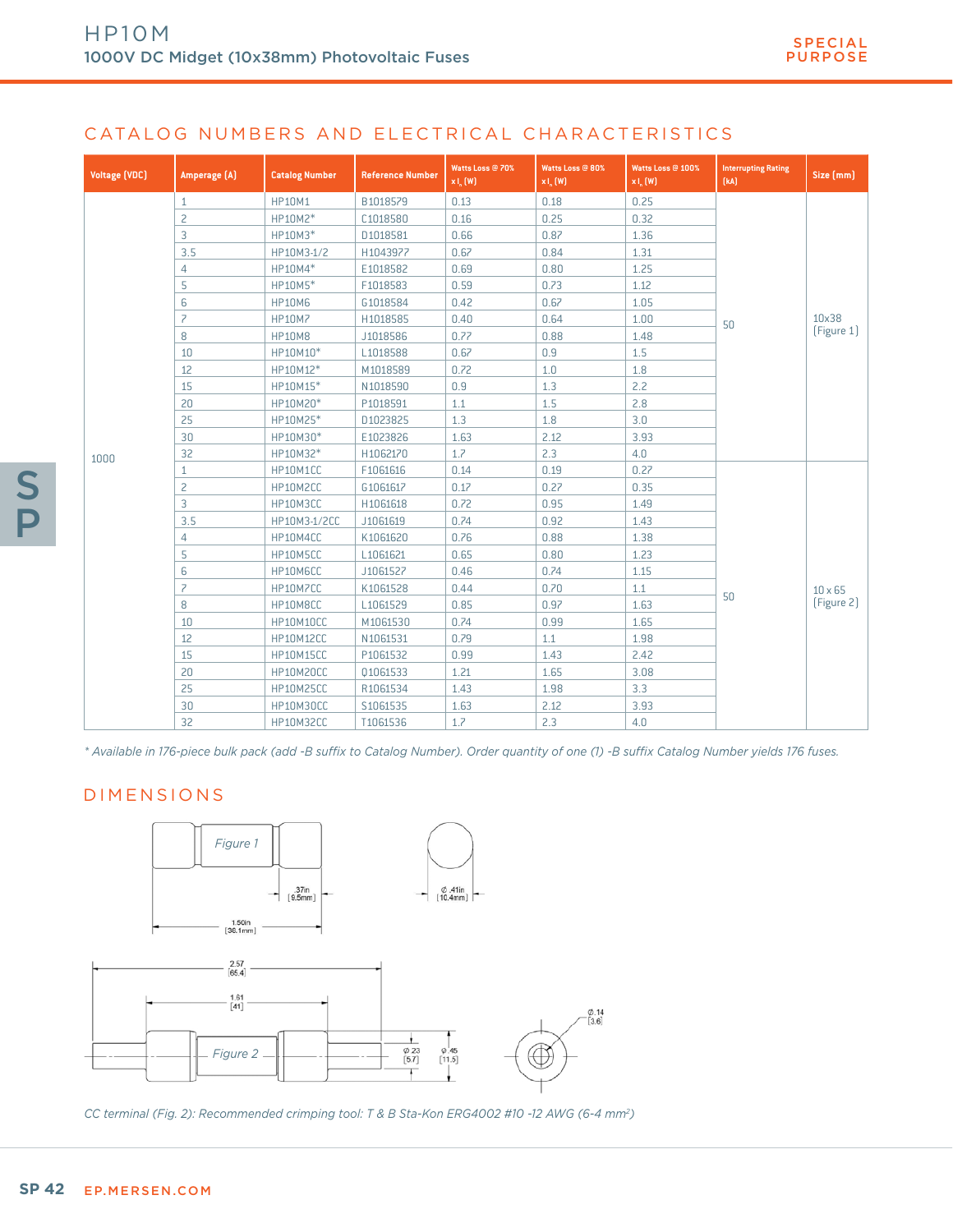# HP10M
## 1000V DC Midget (10x38mm) Photovoltaic Fuses

SPECIAL PURPOSE

## CATALOG NUMBERS AND ELECTRICAL CHARACTERISTICS

| Voltage (VDC) | Amperage (A) | Catalog Number | Reference Number | Watts Loss @ 70% x $I_n$ (W) | Watts Loss @ 80% x $I_n$ (W) | Watts Loss @ 100% x $I_n$ (W) | Interrupting Rating (kA) | Size (mm) |
|---|---|---|---|---|---|---|---|---|
| 1000 | 1 | HP10M1 | B1018579 | 0.13 | 0.18 | 0.25 | 50 | 10x38 (Figure 1) |
| | 2 | HP10M2* | C1018580 | 0.16 | 0.25 | 0.32 | | |
| | 3 | HP10M3* | D1018581 | 0.66 | 0.87 | 1.36 | | |
| | 3.5 | HP10M3-1/2 | H1043977 | 0.67 | 0.84 | 1.31 | | |
| | 4 | HP10M4* | E1018582 | 0.69 | 0.80 | 1.25 | | |
| | 5 | HP10M5* | F1018583 | 0.59 | 0.73 | 1.12 | | |
| | 6 | HP10M6 | G1018584 | 0.42 | 0.67 | 1.05 | | |
| | 7 | HP10M7 | H1018585 | 0.40 | 0.64 | 1.00 | | |
| | 8 | HP10M8 | J1018586 | 0.77 | 0.88 | 1.48 | | |
| | 10 | HP10M10* | L1018588 | 0.67 | 0.9 | 1.5 | | |
| | 12 | HP10M12* | M1018589 | 0.72 | 1.0 | 1.8 | | |
| | 15 | HP10M15* | N1018590 | 0.9 | 1.3 | 2.2 | | |
| | 20 | HP10M20* | P1018591 | 1.1 | 1.5 | 2.8 | | |
| | 25 | HP10M25* | D1023825 | 1.3 | 1.8 | 3.0 | | |
| | 30 | HP10M30* | E1023826 | 1.63 | 2.12 | 3.93 | | |
| | 32 | HP10M32* | H1062170 | 1.7 | 2.3 | 4.0 | | |
| | 1 | HP10M1CC | F1061616 | 0.14 | 0.19 | 0.27 | 50 | 10 x 65 (Figure 2) |
| | 2 | HP10M2CC | G1061617 | 0.17 | 0.27 | 0.35 | | |
| | 3 | HP10M3CC | H1061618 | 0.72 | 0.95 | 1.49 | | |
| | 3.5 | HP10M3-1/2CC | J1061619 | 0.74 | 0.92 | 1.43 | | |
| | 4 | HP10M4CC | K1061620 | 0.76 | 0.88 | 1.38 | | |
| | 5 | HP10M5CC | L1061621 | 0.65 | 0.80 | 1.23 | | |
| | 6 | HP10M6CC | J1061527 | 0.46 | 0.74 | 1.15 | | |
| | 7 | HP10M7CC | K1061528 | 0.44 | 0.70 | 1.1 | | |
| | 8 | HP10M8CC | L1061529 | 0.85 | 0.97 | 1.63 | | |
| | 10 | HP10M10CC | M1061530 | 0.74 | 0.99 | 1.65 | | |
| | 12 | HP10M12CC | N1061531 | 0.79 | 1.1 | 1.98 | | |
| | 15 | HP10M15CC | P1061532 | 0.99 | 1.43 | 2.42 | | |
| | 20 | HP10M20CC | Q1061533 | 1.21 | 1.65 | 3.08 | | |
| | 25 | HP10M25CC | R1061534 | 1.43 | 1.98 | 3.3 | | |
| | 30 | HP10M30CC | S1061535 | 1.63 | 2.12 | 3.93 | | |
| | 32 | HP10M32CC | T1061536 | 1.7 | 2.3 | 4.0 | | |

*\* Available in 176-piece bulk pack (add -B suffix to Catalog Number). Order quantity of one (1) -B suffix Catalog Number yields 176 fuses.*

## DIMENSIONS

Figure 1

.37in [9.5mm]

1.50in [38.1mm]

Ø .41in [10.4mm]

2.57 [65.4]

1.61 [41]

Figure 2

Ø .23 [5.7]

Ø .45 [11.5]

Ø .14 [3.6]

*CC terminal (Fig. 2): Recommended crimping tool: T & B Sta-Kon ERG4002 #10 -12 AWG (6-4 mm²)*